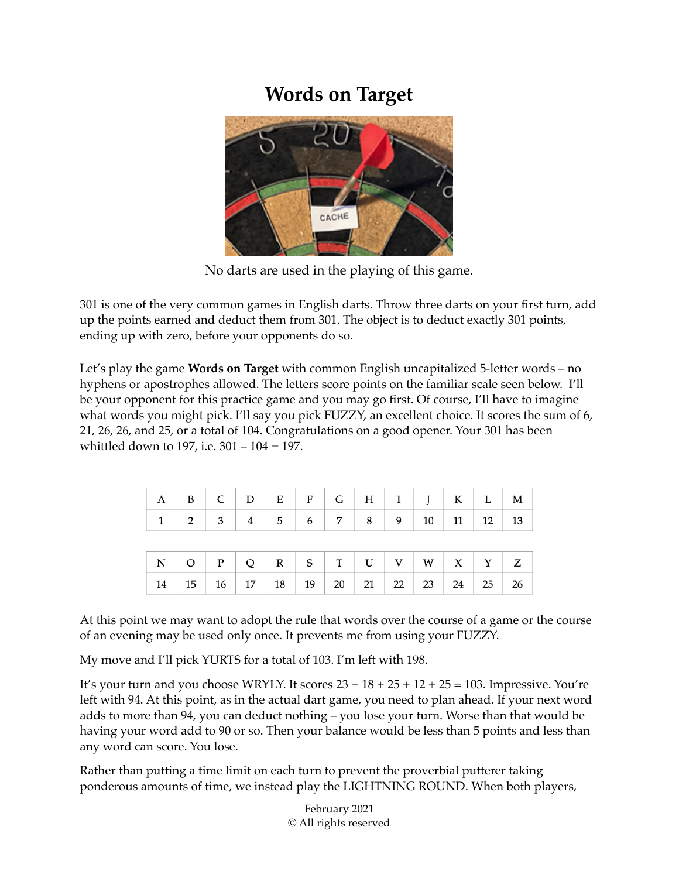# Words on Target

No darts are used in the playing of this game.

301 is one of the very common games in English darts. Throw three darts on your first turn, add up the points earned and deduct them from 301. The object is to deduct exactly 301 points, ending up with zero, before your opponents do so.

Let's play the game **Words on Target** with common English uncapitalized 5-letter words – no hyphens or apostrophes allowed. The letters score points on the familiar scale seen below. I'll be your opponent for this practice game and you may go first. Of course, I'll have to imagine what words you might pick. I'll say you pick FUZZY, an excellent choice. It scores the sum of 6, 21, 26, 26, and 25, or a total of 104. Congratulations on a good opener. Your 301 has been whittled down to 197, i.e. 301 – 104 = 197.

| A | B | C | D | E | F | G | H | I | J | K | L | M |
|---|---|---|---|---|---|---|---|---|---|---|---|---|
| 1 | 2 | 3 | 4 | 5 | 6 | 7 | 8 | 9 | 10 | 11 | 12 | 13 |

| N | O | P | Q | R | S | T | U | V | W | X | Y | Z |
|---|---|---|---|---|---|---|---|---|---|---|---|---|
| 14 | 15 | 16 | 17 | 18 | 19 | 20 | 21 | 22 | 23 | 24 | 25 | 26 |

At this point we may want to adopt the rule that words over the course of a game or the course of an evening may be used only once. It prevents me from using your FUZZY.

My move and I'll pick YURTS for a total of 103. I'm left with 198.

It's your turn and you choose WRYLY. It scores 23 + 18 + 25 + 12 + 25 = 103. Impressive. You're left with 94. At this point, as in the actual dart game, you need to plan ahead. If your next word adds to more than 94, you can deduct nothing – you lose your turn. Worse than that would be having your word add to 90 or so. Then your balance would be less than 5 points and less than any word can score. You lose.

Rather than putting a time limit on each turn to prevent the proverbial putterer taking ponderous amounts of time, we instead play the LIGHTNING ROUND. When both players,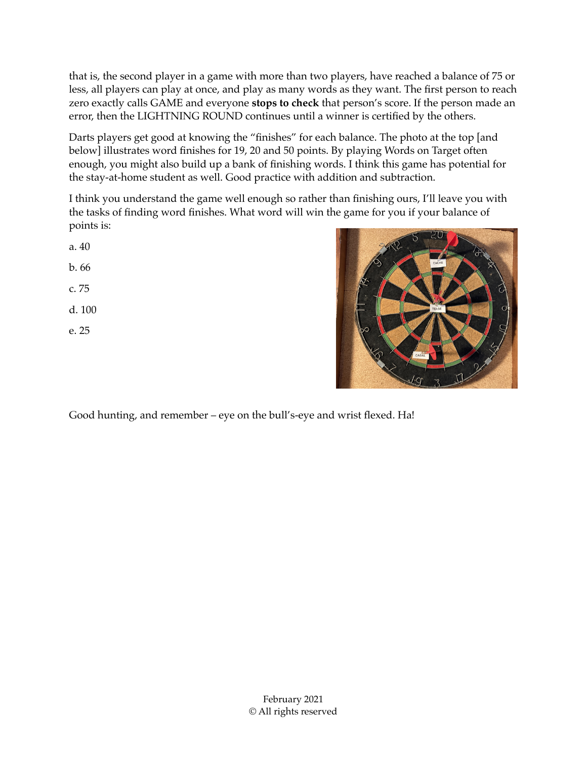that is, the second player in a game with more than two players, have reached a balance of 75 or less, all players can play at once, and play as many words as they want. The first person to reach zero exactly calls GAME and everyone **stops to check** that person's score. If the person made an error, then the LIGHTNING ROUND continues until a winner is certified by the others.

Darts players get good at knowing the "finishes" for each balance. The photo at the top [and below] illustrates word finishes for 19, 20 and 50 points. By playing Words on Target often enough, you might also build up a bank of finishing words. I think this game has potential for the stay-at-home student as well. Good practice with addition and subtraction.

I think you understand the game well enough so rather than finishing ours, I'll leave you with the tasks of finding word finishes. What word will win the game for you if your balance of points is:

a. 40

b. 66

c. 75

d. 100

e. 25

Good hunting, and remember – eye on the bull's-eye and wrist flexed. Ha!

February 2021
© All rights reserved